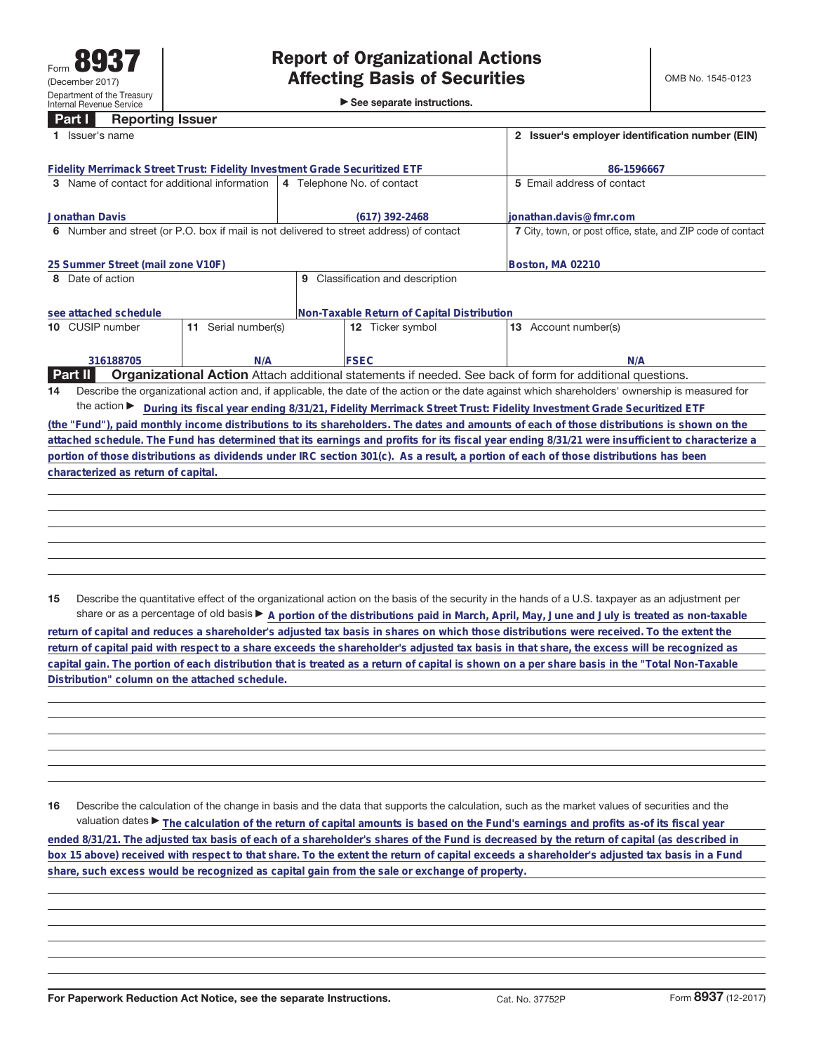Form **8937**
(December 2017)
Department of the Treasury
Internal Revenue Service

# Report of Organizational Actions Affecting Basis of Securities

▶ See separate instructions.

OMB No. 1545-0123

## Part I Reporting Issuer

| 1 Issuer's name | | | 2 Issuer's employer identification number (EIN) |
|---|---|---|---|
| Fidelity Merrimack Street Trust: Fidelity Investment Grade Securitized ETF | | | 86-1596667 |
| 3 Name of contact for additional information | 4 Telephone No. of contact | | 5 Email address of contact |
| Jonathan Davis | (617) 392-2468 | | jonathan.davis@fmr.com |
| 6 Number and street (or P.O. box if mail is not delivered to street address) of contact | | | 7 City, town, or post office, state, and ZIP code of contact |
| 25 Summer Street (mail zone V10F) | | | Boston, MA 02210 |
| 8 Date of action | 9 Classification and description | | |
| see attached schedule | Non-Taxable Return of Capital Distribution | | |
| 10 CUSIP number | 11 Serial number(s) | 12 Ticker symbol | 13 Account number(s) |
| 316188705 | N/A | FSEC | N/A |

## Part II Organizational Action

Attach additional statements if needed. See back of form for additional questions.

**14** Describe the organizational action and, if applicable, the date of the action or the date against which shareholders' ownership is measured for the action ▶ During its fiscal year ending 8/31/21, Fidelity Merrimack Street Trust: Fidelity Investment Grade Securitized ETF (the "Fund"), paid monthly income distributions to its shareholders. The dates and amounts of each of those distributions is shown on the attached schedule. The Fund has determined that its earnings and profits for its fiscal year ending 8/31/21 were insufficient to characterize a portion of those distributions as dividends under IRC section 301(c). As a result, a portion of each of those distributions has been characterized as return of capital.

**15** Describe the quantitative effect of the organizational action on the basis of the security in the hands of a U.S. taxpayer as an adjustment per share or as a percentage of old basis ▶ A portion of the distributions paid in March, April, May, June and July is treated as non-taxable return of capital and reduces a shareholder's adjusted tax basis in shares on which those distributions were received. To the extent the return of capital paid with respect to a share exceeds the shareholder's adjusted tax basis in that share, the excess will be recognized as capital gain. The portion of each distribution that is treated as a return of capital is shown on a per share basis in the "Total Non-Taxable Distribution" column on the attached schedule.

**16** Describe the calculation of the change in basis and the data that supports the calculation, such as the market values of securities and the valuation dates ▶ The calculation of the return of capital amounts is based on the Fund's earnings and profits as-of its fiscal year ended 8/31/21. The adjusted tax basis of each of a shareholder's shares of the Fund is decreased by the return of capital (as described in box 15 above) received with respect to that share. To the extent the return of capital exceeds a shareholder's adjusted tax basis in a Fund share, such excess would be recognized as capital gain from the sale or exchange of property.

**For Paperwork Reduction Act Notice, see the separate Instructions.** Cat. No. 37752P Form **8937** (12-2017)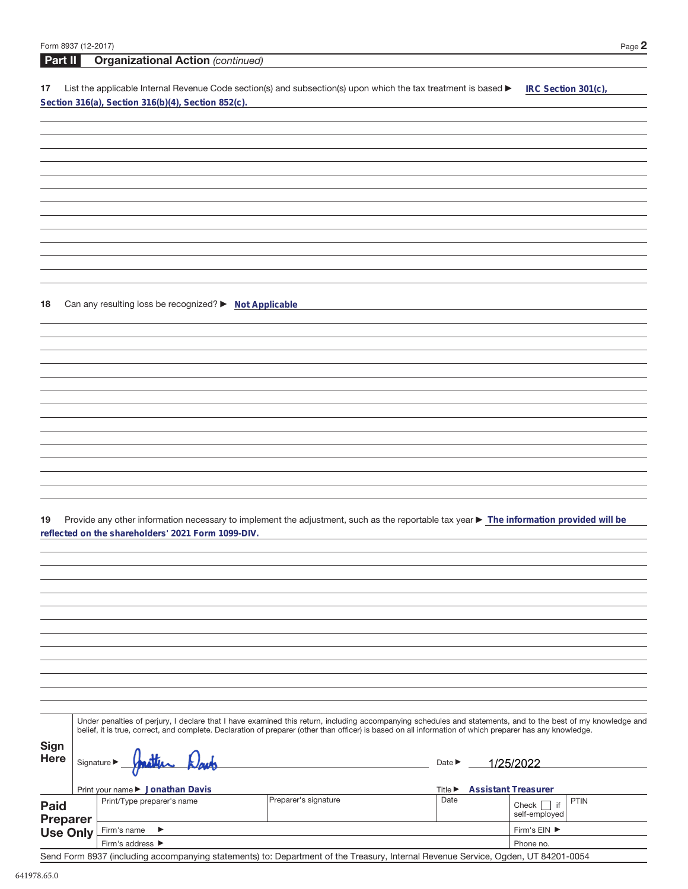## Part II Organizational Action *(continued)*

**17** List the applicable Internal Revenue Code section(s) and subsection(s) upon which the tax treatment is based ▶ **IRC Section 301(c), Section 316(a), Section 316(b)(4), Section 852(c).**

**18** Can any resulting loss be recognized? ▶ **Not Applicable**

**19** Provide any other information necessary to implement the adjustment, such as the reportable tax year ▶ **The information provided will be reflected on the shareholders' 2021 Form 1099-DIV.**

**Sign Here**

Under penalties of perjury, I declare that I have examined this return, including accompanying schedules and statements, and to the best of my knowledge and belief, it is true, correct, and complete. Declaration of preparer (other than officer) is based on all information of which preparer has any knowledge.

Signature ▶ Jonathan Davis   Date ▶ 1/25/2022

Print your name ▶ **Jonathan Davis**   Title ▶ **Assistant Treasurer**

| **Paid Preparer Use Only** | Print/Type preparer's name | Preparer's signature | Date | Check ☐ if self-employed | PTIN |
|---|---|---|---|---|---|
| | Firm's name ▶ | | | Firm's EIN ▶ | |
| | Firm's address ▶ | | | Phone no. | |

Send Form 8937 (including accompanying statements) to: Department of the Treasury, Internal Revenue Service, Ogden, UT 84201-0054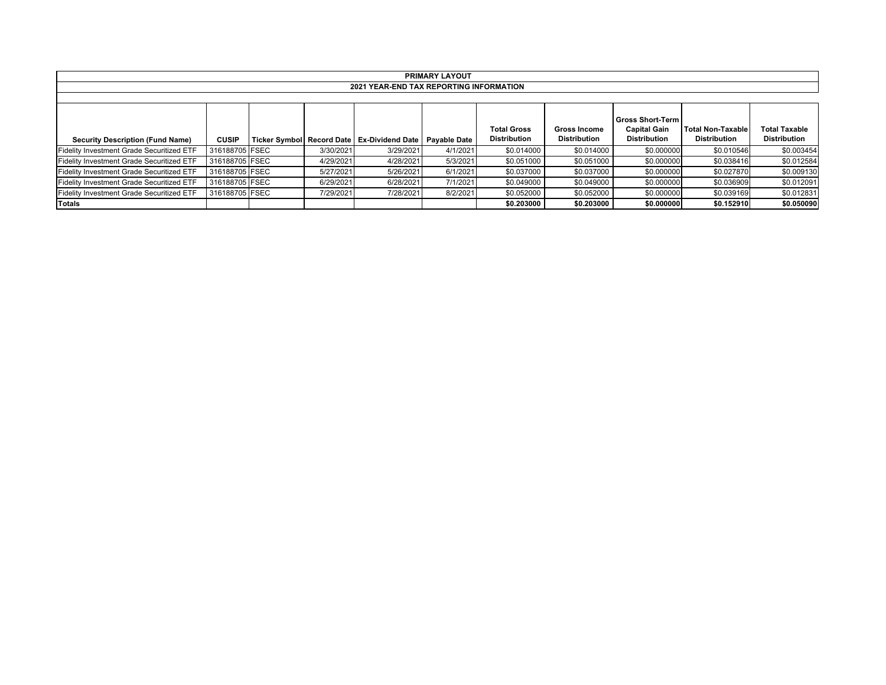| PRIMARY LAYOUT | | | | | | | | | | |
|---|---|---|---|---|---|---|---|---|---|---|
| 2021 YEAR-END TAX REPORTING INFORMATION | | | | | | | | | | |
| Security Description (Fund Name) | CUSIP | Ticker Symbol | Record Date | Ex-Dividend Date | Payable Date | Total Gross Distribution | Gross Income Distribution | Gross Short-Term Capital Gain Distribution | Total Non-Taxable Distribution | Total Taxable Distribution |
| Fidelity Investment Grade Securitized ETF | 316188705 | FSEC | 3/30/2021 | 3/29/2021 | 4/1/2021 | $0.014000 | $0.014000 | $0.000000 | $0.010546 | $0.003454 |
| Fidelity Investment Grade Securitized ETF | 316188705 | FSEC | 4/29/2021 | 4/28/2021 | 5/3/2021 | $0.051000 | $0.051000 | $0.000000 | $0.038416 | $0.012584 |
| Fidelity Investment Grade Securitized ETF | 316188705 | FSEC | 5/27/2021 | 5/26/2021 | 6/1/2021 | $0.037000 | $0.037000 | $0.000000 | $0.027870 | $0.009130 |
| Fidelity Investment Grade Securitized ETF | 316188705 | FSEC | 6/29/2021 | 6/28/2021 | 7/1/2021 | $0.049000 | $0.049000 | $0.000000 | $0.036909 | $0.012091 |
| Fidelity Investment Grade Securitized ETF | 316188705 | FSEC | 7/29/2021 | 7/28/2021 | 8/2/2021 | $0.052000 | $0.052000 | $0.000000 | $0.039169 | $0.012831 |
| **Totals** | | | | | | **$0.203000** | **$0.203000** | **$0.000000** | **$0.152910** | **$0.050090** |